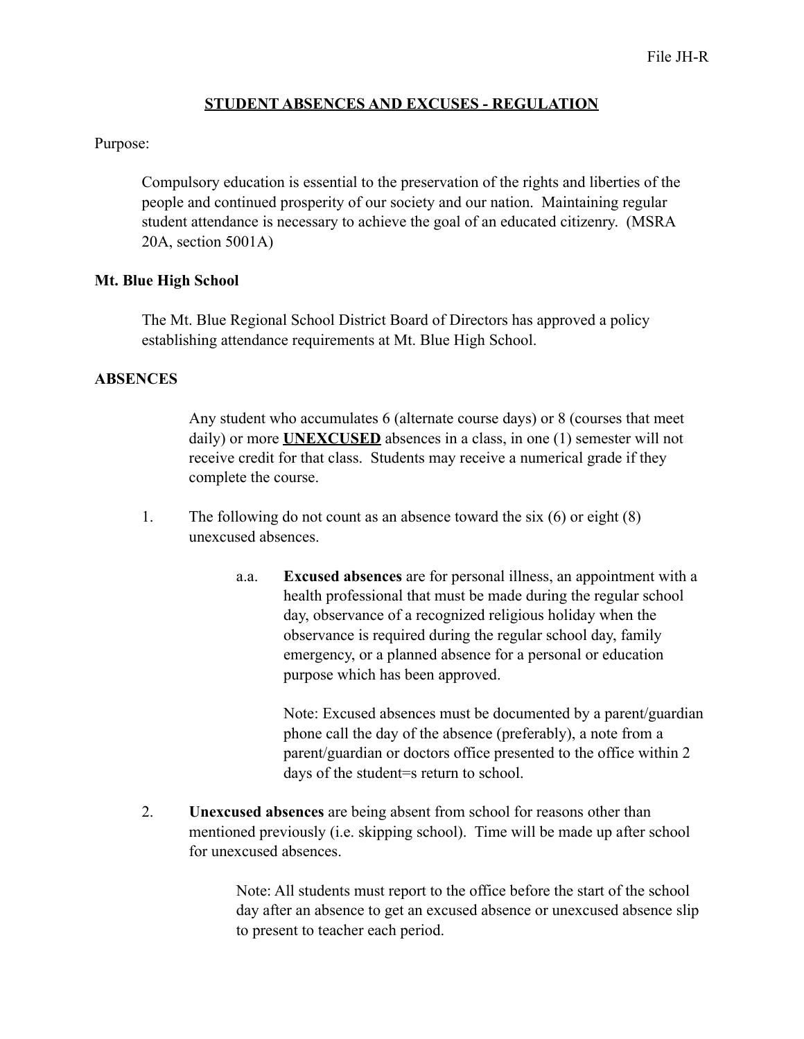File JH-R

# STUDENT ABSENCES AND EXCUSES - REGULATION

Purpose:

Compulsory education is essential to the preservation of the rights and liberties of the people and continued prosperity of our society and our nation. Maintaining regular student attendance is necessary to achieve the goal of an educated citizenry. (MSRA 20A, section 5001A)

**Mt. Blue High School**

The Mt. Blue Regional School District Board of Directors has approved a policy establishing attendance requirements at Mt. Blue High School.

**ABSENCES**

Any student who accumulates 6 (alternate course days) or 8 (courses that meet daily) or more **UNEXCUSED** absences in a class, in one (1) semester will not receive credit for that class. Students may receive a numerical grade if they complete the course.

1. The following do not count as an absence toward the six (6) or eight (8) unexcused absences.

   a.a. **Excused absences** are for personal illness, an appointment with a health professional that must be made during the regular school day, observance of a recognized religious holiday when the observance is required during the regular school day, family emergency, or a planned absence for a personal or education purpose which has been approved.

   Note: Excused absences must be documented by a parent/guardian phone call the day of the absence (preferably), a note from a parent/guardian or doctors office presented to the office within 2 days of the student=s return to school.

2. **Unexcused absences** are being absent from school for reasons other than mentioned previously (i.e. skipping school). Time will be made up after school for unexcused absences.

   Note: All students must report to the office before the start of the school day after an absence to get an excused absence or unexcused absence slip to present to teacher each period.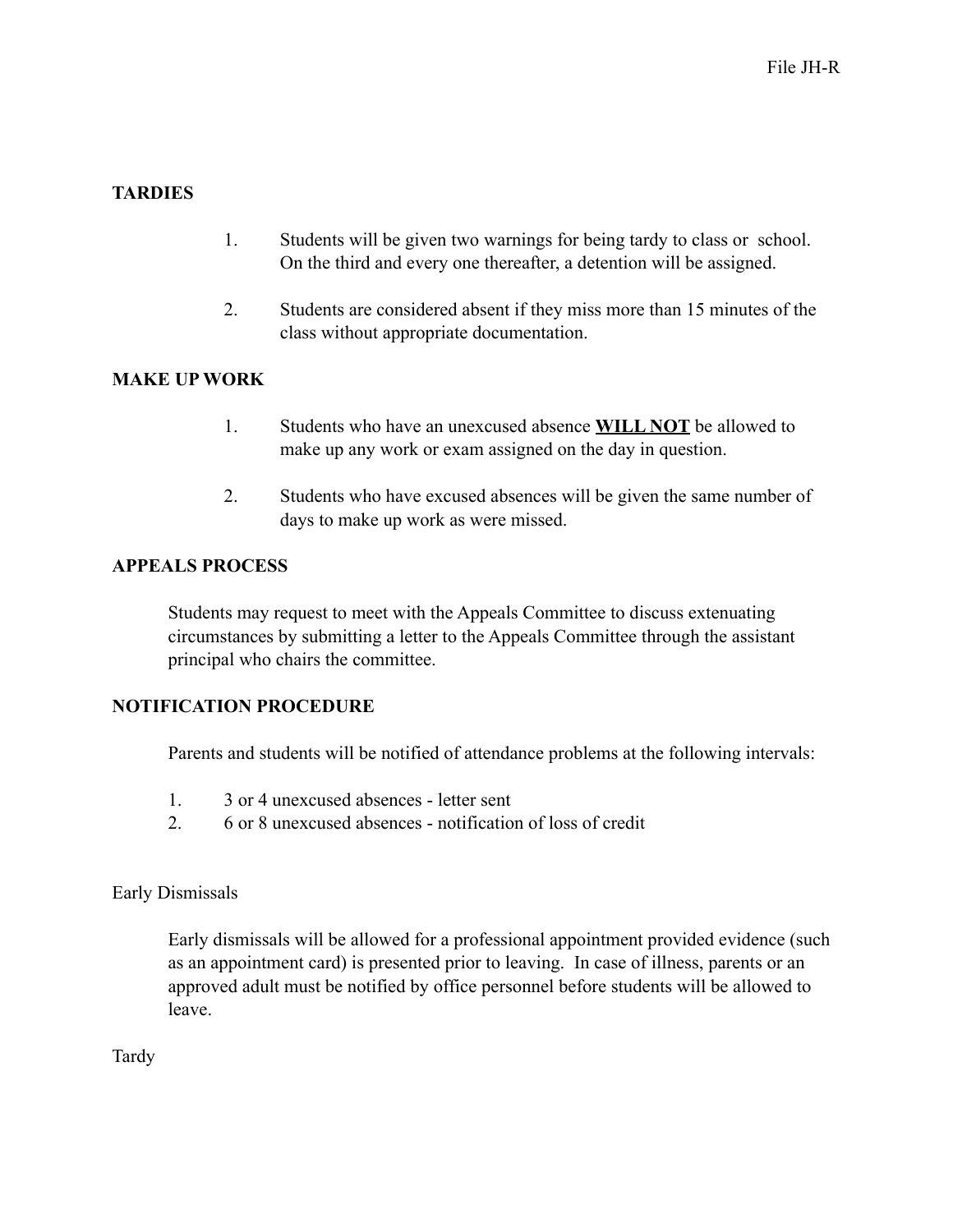## TARDIES

1. Students will be given two warnings for being tardy to class or school. On the third and every one thereafter, a detention will be assigned.

2. Students are considered absent if they miss more than 15 minutes of the class without appropriate documentation.

## MAKE UP WORK

1. Students who have an unexcused absence **WILL NOT** be allowed to make up any work or exam assigned on the day in question.

2. Students who have excused absences will be given the same number of days to make up work as were missed.

## APPEALS PROCESS

Students may request to meet with the Appeals Committee to discuss extenuating circumstances by submitting a letter to the Appeals Committee through the assistant principal who chairs the committee.

## NOTIFICATION PROCEDURE

Parents and students will be notified of attendance problems at the following intervals:

1. 3 or 4 unexcused absences - letter sent
2. 6 or 8 unexcused absences - notification of loss of credit

Early Dismissals

Early dismissals will be allowed for a professional appointment provided evidence (such as an appointment card) is presented prior to leaving. In case of illness, parents or an approved adult must be notified by office personnel before students will be allowed to leave.

Tardy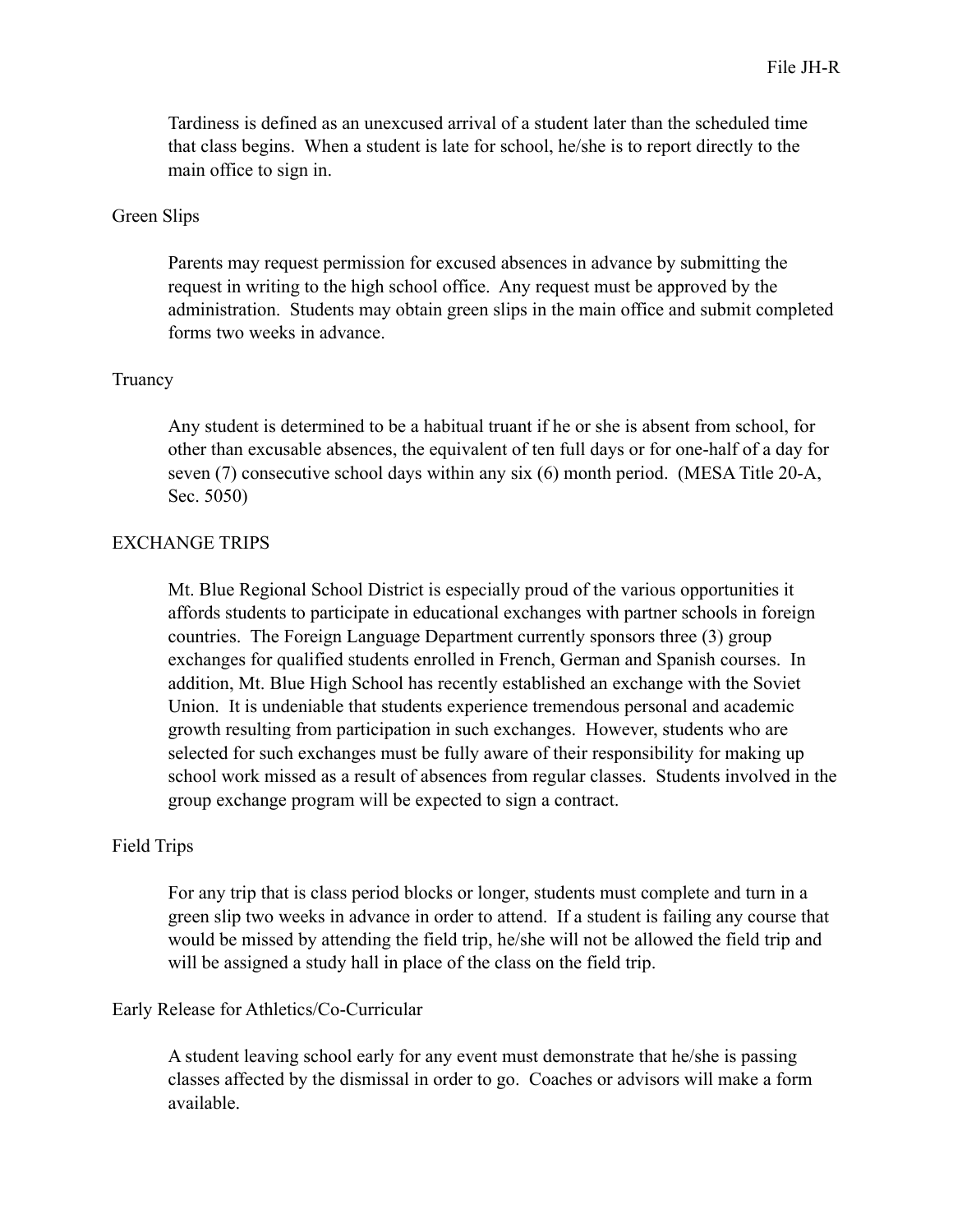Tardiness is defined as an unexcused arrival of a student later than the scheduled time that class begins. When a student is late for school, he/she is to report directly to the main office to sign in.

### Green Slips

Parents may request permission for excused absences in advance by submitting the request in writing to the high school office. Any request must be approved by the administration. Students may obtain green slips in the main office and submit completed forms two weeks in advance.

### Truancy

Any student is determined to be a habitual truant if he or she is absent from school, for other than excusable absences, the equivalent of ten full days or for one-half of a day for seven (7) consecutive school days within any six (6) month period. (MESA Title 20-A, Sec. 5050)

## EXCHANGE TRIPS

Mt. Blue Regional School District is especially proud of the various opportunities it affords students to participate in educational exchanges with partner schools in foreign countries. The Foreign Language Department currently sponsors three (3) group exchanges for qualified students enrolled in French, German and Spanish courses. In addition, Mt. Blue High School has recently established an exchange with the Soviet Union. It is undeniable that students experience tremendous personal and academic growth resulting from participation in such exchanges. However, students who are selected for such exchanges must be fully aware of their responsibility for making up school work missed as a result of absences from regular classes. Students involved in the group exchange program will be expected to sign a contract.

### Field Trips

For any trip that is class period blocks or longer, students must complete and turn in a green slip two weeks in advance in order to attend. If a student is failing any course that would be missed by attending the field trip, he/she will not be allowed the field trip and will be assigned a study hall in place of the class on the field trip.

### Early Release for Athletics/Co-Curricular

A student leaving school early for any event must demonstrate that he/she is passing classes affected by the dismissal in order to go. Coaches or advisors will make a form available.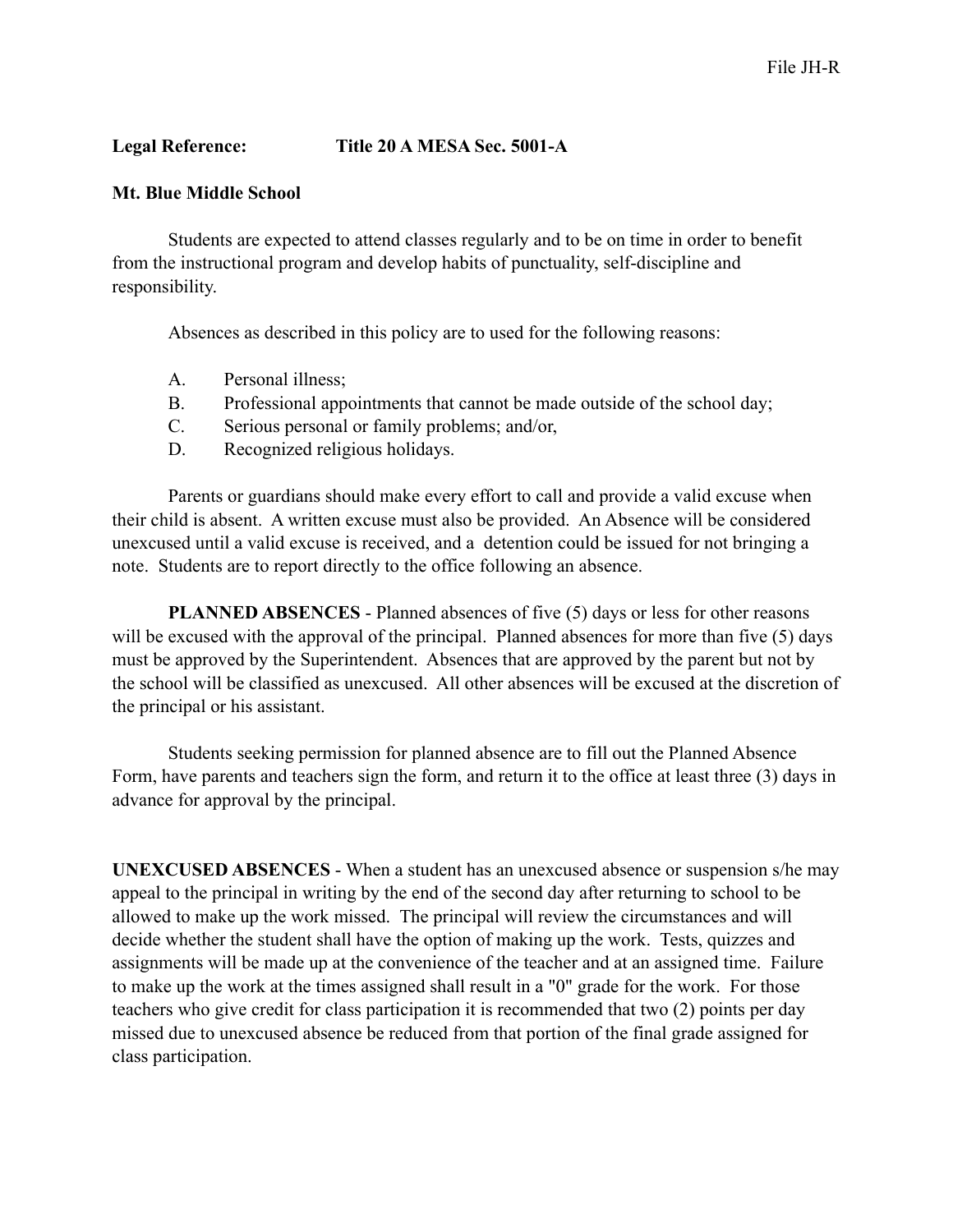**Legal Reference:** **Title 20 A MESA Sec. 5001-A**

**Mt. Blue Middle School**

Students are expected to attend classes regularly and to be on time in order to benefit from the instructional program and develop habits of punctuality, self-discipline and responsibility.

Absences as described in this policy are to used for the following reasons:

A. Personal illness;
B. Professional appointments that cannot be made outside of the school day;
C. Serious personal or family problems; and/or,
D. Recognized religious holidays.

Parents or guardians should make every effort to call and provide a valid excuse when their child is absent. A written excuse must also be provided. An Absence will be considered unexcused until a valid excuse is received, and a detention could be issued for not bringing a note. Students are to report directly to the office following an absence.

**PLANNED ABSENCES** - Planned absences of five (5) days or less for other reasons will be excused with the approval of the principal. Planned absences for more than five (5) days must be approved by the Superintendent. Absences that are approved by the parent but not by the school will be classified as unexcused. All other absences will be excused at the discretion of the principal or his assistant.

Students seeking permission for planned absence are to fill out the Planned Absence Form, have parents and teachers sign the form, and return it to the office at least three (3) days in advance for approval by the principal.

**UNEXCUSED ABSENCES** - When a student has an unexcused absence or suspension s/he may appeal to the principal in writing by the end of the second day after returning to school to be allowed to make up the work missed. The principal will review the circumstances and will decide whether the student shall have the option of making up the work. Tests, quizzes and assignments will be made up at the convenience of the teacher and at an assigned time. Failure to make up the work at the times assigned shall result in a "0" grade for the work. For those teachers who give credit for class participation it is recommended that two (2) points per day missed due to unexcused absence be reduced from that portion of the final grade assigned for class participation.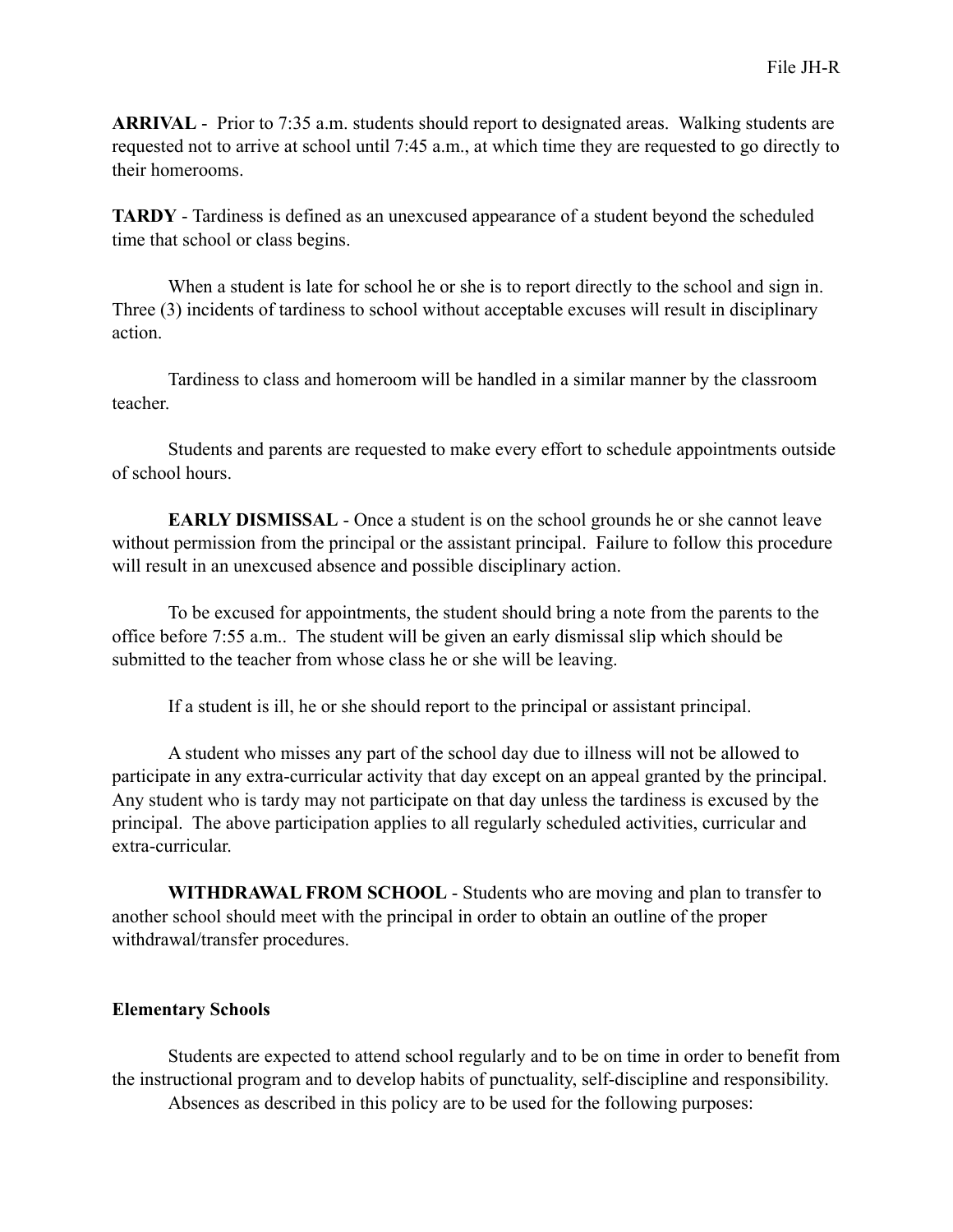**ARRIVAL** - Prior to 7:35 a.m. students should report to designated areas. Walking students are requested not to arrive at school until 7:45 a.m., at which time they are requested to go directly to their homerooms.

**TARDY** - Tardiness is defined as an unexcused appearance of a student beyond the scheduled time that school or class begins.

When a student is late for school he or she is to report directly to the school and sign in. Three (3) incidents of tardiness to school without acceptable excuses will result in disciplinary action.

Tardiness to class and homeroom will be handled in a similar manner by the classroom teacher.

Students and parents are requested to make every effort to schedule appointments outside of school hours.

**EARLY DISMISSAL** - Once a student is on the school grounds he or she cannot leave without permission from the principal or the assistant principal. Failure to follow this procedure will result in an unexcused absence and possible disciplinary action.

To be excused for appointments, the student should bring a note from the parents to the office before 7:55 a.m.. The student will be given an early dismissal slip which should be submitted to the teacher from whose class he or she will be leaving.

If a student is ill, he or she should report to the principal or assistant principal.

A student who misses any part of the school day due to illness will not be allowed to participate in any extra-curricular activity that day except on an appeal granted by the principal. Any student who is tardy may not participate on that day unless the tardiness is excused by the principal. The above participation applies to all regularly scheduled activities, curricular and extra-curricular.

**WITHDRAWAL FROM SCHOOL** - Students who are moving and plan to transfer to another school should meet with the principal in order to obtain an outline of the proper withdrawal/transfer procedures.

**Elementary Schools**

Students are expected to attend school regularly and to be on time in order to benefit from the instructional program and to develop habits of punctuality, self-discipline and responsibility.

Absences as described in this policy are to be used for the following purposes: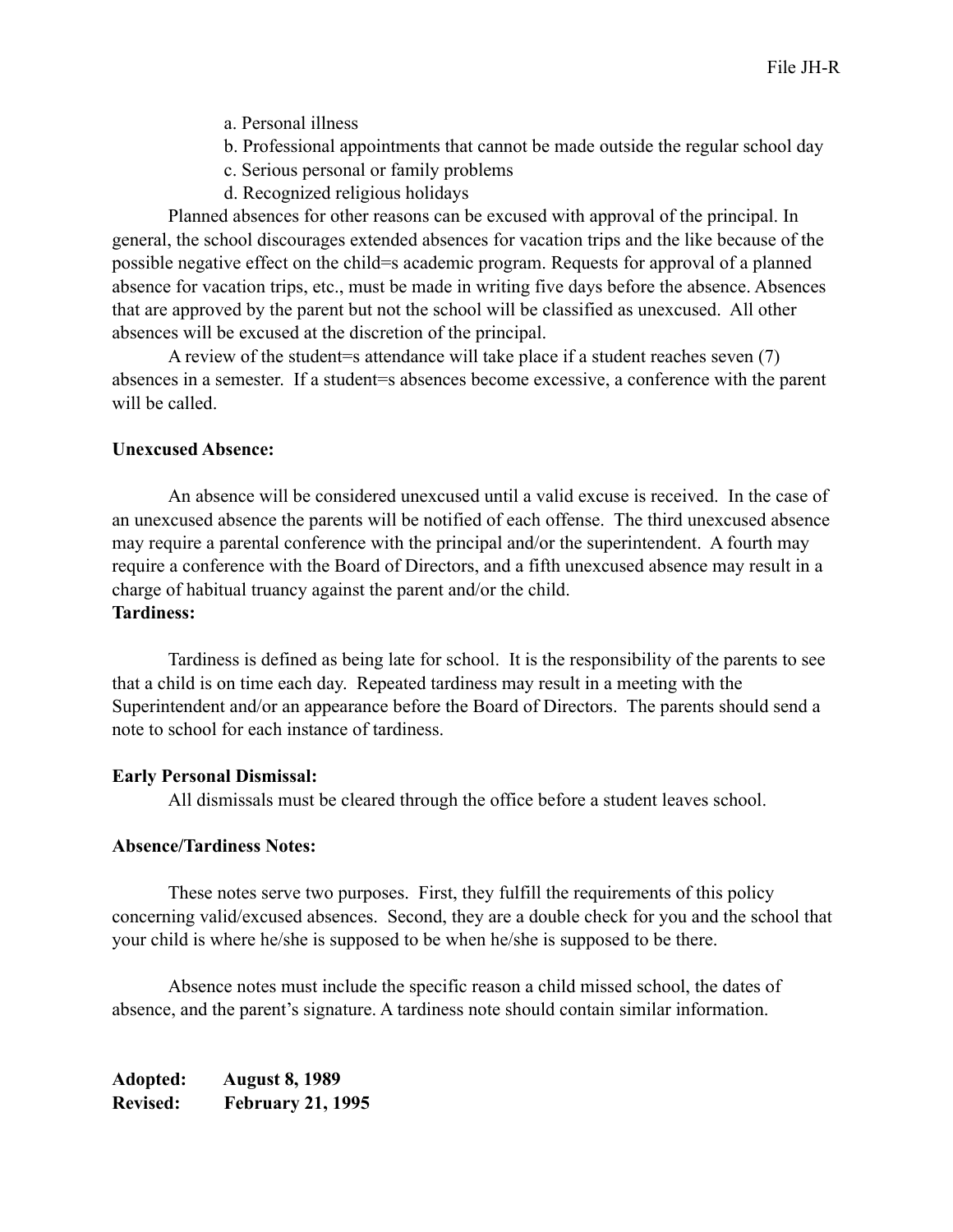a. Personal illness
b. Professional appointments that cannot be made outside the regular school day
c. Serious personal or family problems
d. Recognized religious holidays

Planned absences for other reasons can be excused with approval of the principal. In general, the school discourages extended absences for vacation trips and the like because of the possible negative effect on the child=s academic program. Requests for approval of a planned absence for vacation trips, etc., must be made in writing five days before the absence. Absences that are approved by the parent but not the school will be classified as unexcused. All other absences will be excused at the discretion of the principal.

A review of the student=s attendance will take place if a student reaches seven (7) absences in a semester. If a student=s absences become excessive, a conference with the parent will be called.

**Unexcused Absence:**

An absence will be considered unexcused until a valid excuse is received. In the case of an unexcused absence the parents will be notified of each offense. The third unexcused absence may require a parental conference with the principal and/or the superintendent. A fourth may require a conference with the Board of Directors, and a fifth unexcused absence may result in a charge of habitual truancy against the parent and/or the child.

**Tardiness:**

Tardiness is defined as being late for school. It is the responsibility of the parents to see that a child is on time each day. Repeated tardiness may result in a meeting with the Superintendent and/or an appearance before the Board of Directors. The parents should send a note to school for each instance of tardiness.

**Early Personal Dismissal:**

All dismissals must be cleared through the office before a student leaves school.

**Absence/Tardiness Notes:**

These notes serve two purposes. First, they fulfill the requirements of this policy concerning valid/excused absences. Second, they are a double check for you and the school that your child is where he/she is supposed to be when he/she is supposed to be there.

Absence notes must include the specific reason a child missed school, the dates of absence, and the parent's signature. A tardiness note should contain similar information.

**Adopted: August 8, 1989**
**Revised: February 21, 1995**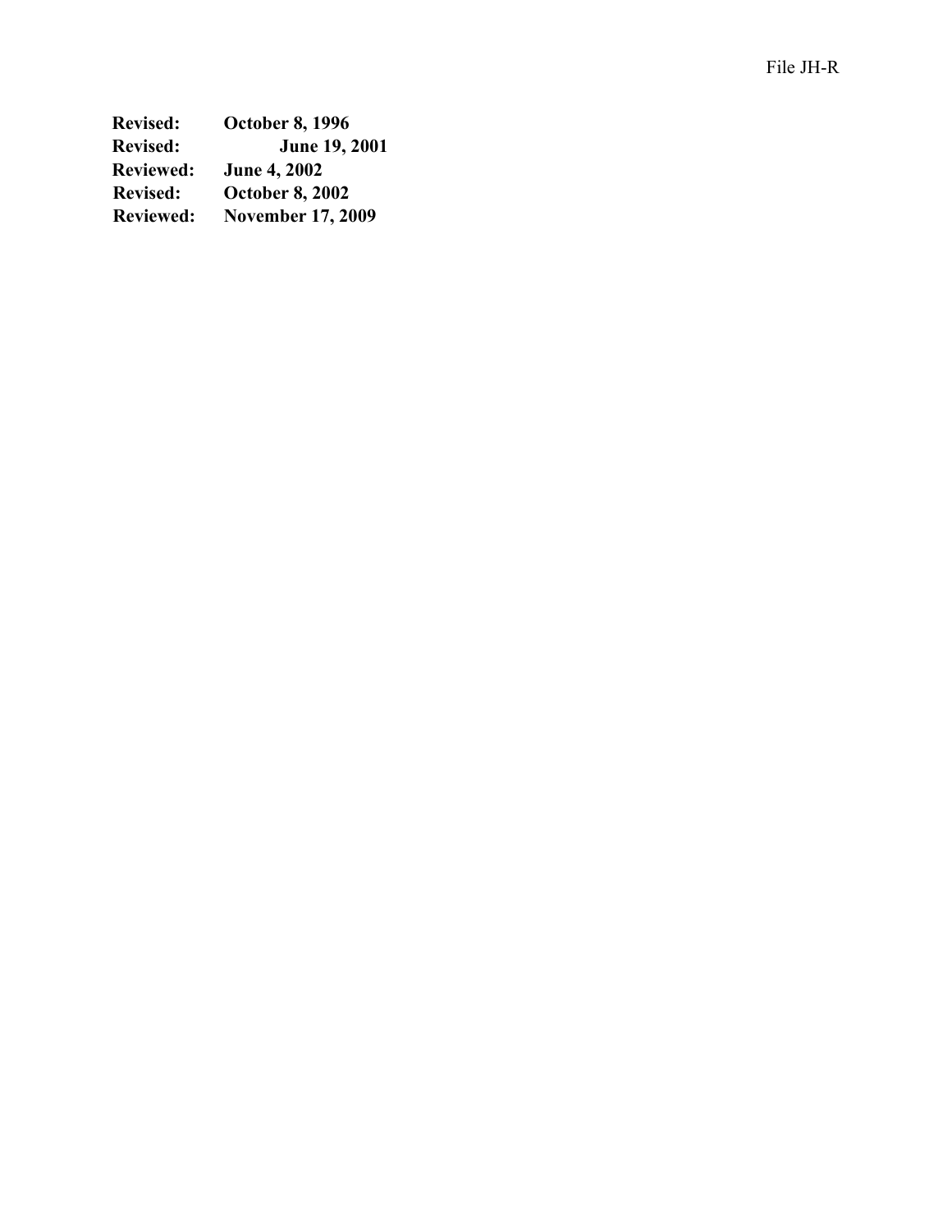**Revised:** **October 8, 1996**
**Revised:** **June 19, 2001**
**Reviewed:** **June 4, 2002**
**Revised:** **October 8, 2002**
**Reviewed:** **November 17, 2009**